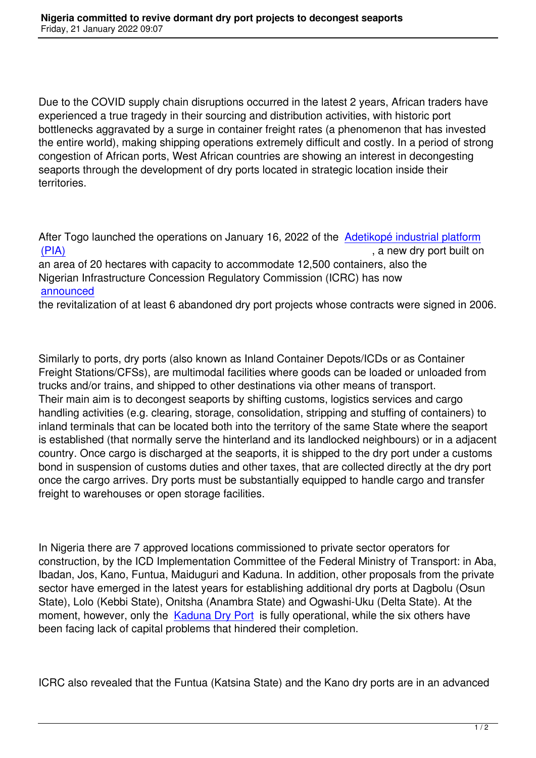# Nigeria committed to revive dormant dry port projects to decongest seaports

Friday, 21 January 2022 09:07

Due to the COVID supply chain disruptions occurred in the latest 2 years, African traders have experienced a true tragedy in their sourcing and distribution activities, with historic port bottlenecks aggravated by a surge in container freight rates (a phenomenon that has invested the entire world), making shipping operations extremely difficult and costly. In a period of strong congestion of African ports, West African countries are showing an interest in decongesting seaports through the development of dry ports located in strategic location inside their territories.

After Togo launched the operations on January 16, 2022 of the Adetikopé industrial platform (PIA), a new dry port built on an area of 20 hectares with capacity to accommodate 12,500 containers, also the Nigerian Infrastructure Concession Regulatory Commission (ICRC) has now announced the revitalization of at least 6 abandoned dry port projects whose contracts were signed in 2006.

Similarly to ports, dry ports (also known as Inland Container Depots/ICDs or as Container Freight Stations/CFSs), are multimodal facilities where goods can be loaded or unloaded from trucks and/or trains, and shipped to other destinations via other means of transport. Their main aim is to decongest seaports by shifting customs, logistics services and cargo handling activities (e.g. clearing, storage, consolidation, stripping and stuffing of containers) to inland terminals that can be located both into the territory of the same State where the seaport is established (that normally serve the hinterland and its landlocked neighbours) or in a adjacent country. Once cargo is discharged at the seaports, it is shipped to the dry port under a customs bond in suspension of customs duties and other taxes, that are collected directly at the dry port once the cargo arrives. Dry ports must be substantially equipped to handle cargo and transfer freight to warehouses or open storage facilities.

In Nigeria there are 7 approved locations commissioned to private sector operators for construction, by the ICD Implementation Committee of the Federal Ministry of Transport: in Aba, Ibadan, Jos, Kano, Funtua, Maiduguri and Kaduna. In addition, other proposals from the private sector have emerged in the latest years for establishing additional dry ports at Dagbolu (Osun State), Lolo (Kebbi State), Onitsha (Anambra State) and Ogwashi-Uku (Delta State). At the moment, however, only the Kaduna Dry Port is fully operational, while the six others have been facing lack of capital problems that hindered their completion.

ICRC also revealed that the Funtua (Katsina State) and the Kano dry ports are in an advanced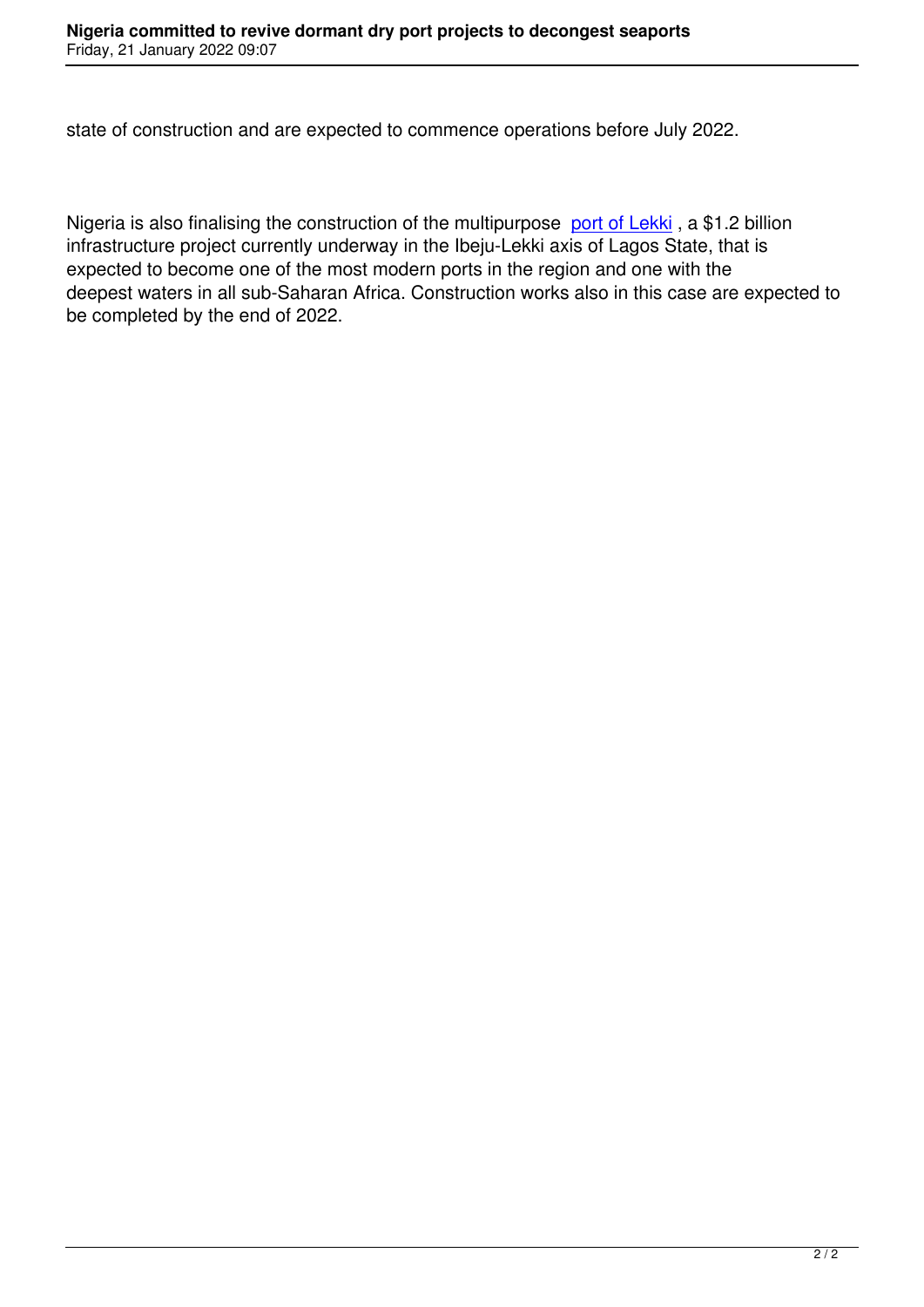state of construction and are expected to commence operations before July 2022.

Nigeria is also finalising the construction of the multipurpose port of Lekki , a $1.2 billion infrastructure project currently underway in the Ibeju-Lekki axis of Lagos State, that is expected to become one of the most modern ports in the region and one with the deepest waters in all sub-Saharan Africa. Construction works also in this case are expected to be completed by the end of 2022.